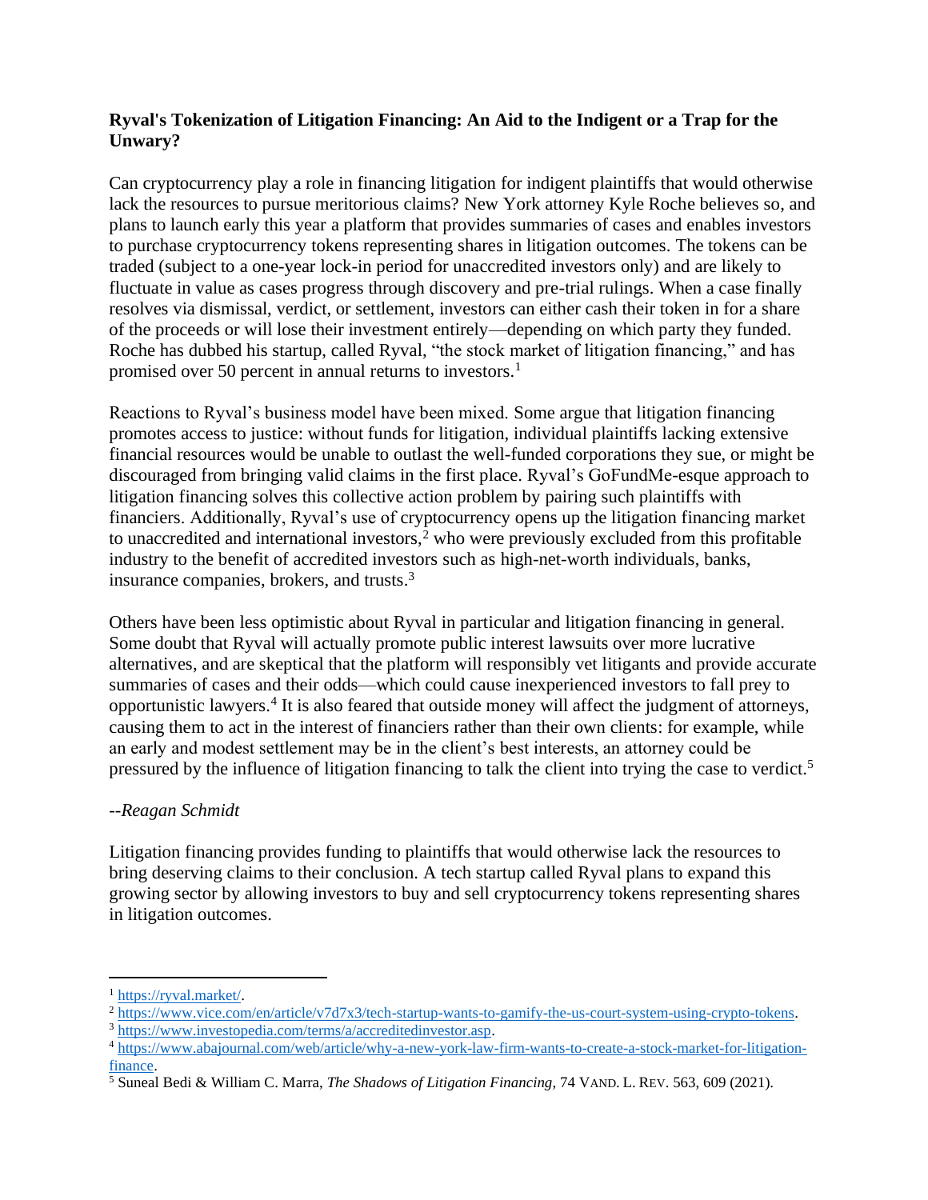**Ryval's Tokenization of Litigation Financing: An Aid to the Indigent or a Trap for the Unwary?**

Can cryptocurrency play a role in financing litigation for indigent plaintiffs that would otherwise lack the resources to pursue meritorious claims? New York attorney Kyle Roche believes so, and plans to launch early this year a platform that provides summaries of cases and enables investors to purchase cryptocurrency tokens representing shares in litigation outcomes. The tokens can be traded (subject to a one-year lock-in period for unaccredited investors only) and are likely to fluctuate in value as cases progress through discovery and pre-trial rulings. When a case finally resolves via dismissal, verdict, or settlement, investors can either cash their token in for a share of the proceeds or will lose their investment entirely—depending on which party they funded. Roche has dubbed his startup, called Ryval, "the stock market of litigation financing," and has promised over 50 percent in annual returns to investors.[1]

Reactions to Ryval's business model have been mixed. Some argue that litigation financing promotes access to justice: without funds for litigation, individual plaintiffs lacking extensive financial resources would be unable to outlast the well-funded corporations they sue, or might be discouraged from bringing valid claims in the first place. Ryval's GoFundMe-esque approach to litigation financing solves this collective action problem by pairing such plaintiffs with financiers. Additionally, Ryval's use of cryptocurrency opens up the litigation financing market to unaccredited and international investors,[2] who were previously excluded from this profitable industry to the benefit of accredited investors such as high-net-worth individuals, banks, insurance companies, brokers, and trusts.[3]

Others have been less optimistic about Ryval in particular and litigation financing in general. Some doubt that Ryval will actually promote public interest lawsuits over more lucrative alternatives, and are skeptical that the platform will responsibly vet litigants and provide accurate summaries of cases and their odds—which could cause inexperienced investors to fall prey to opportunistic lawyers.[4] It is also feared that outside money will affect the judgment of attorneys, causing them to act in the interest of financiers rather than their own clients: for example, while an early and modest settlement may be in the client's best interests, an attorney could be pressured by the influence of litigation financing to talk the client into trying the case to verdict.[5]

--*Reagan Schmidt*

Litigation financing provides funding to plaintiffs that would otherwise lack the resources to bring deserving claims to their conclusion. A tech startup called Ryval plans to expand this growing sector by allowing investors to buy and sell cryptocurrency tokens representing shares in litigation outcomes.

---

[1] https://ryval.market/.

[2] https://www.vice.com/en/article/v7d7x3/tech-startup-wants-to-gamify-the-us-court-system-using-crypto-tokens.

[3] https://www.investopedia.com/terms/a/accreditedinvestor.asp.

[4] https://www.abajournal.com/web/article/why-a-new-york-law-firm-wants-to-create-a-stock-market-for-litigation-finance.

[5] Suneal Bedi & William C. Marra, *The Shadows of Litigation Financing*, 74 VAND. L. REV. 563, 609 (2021).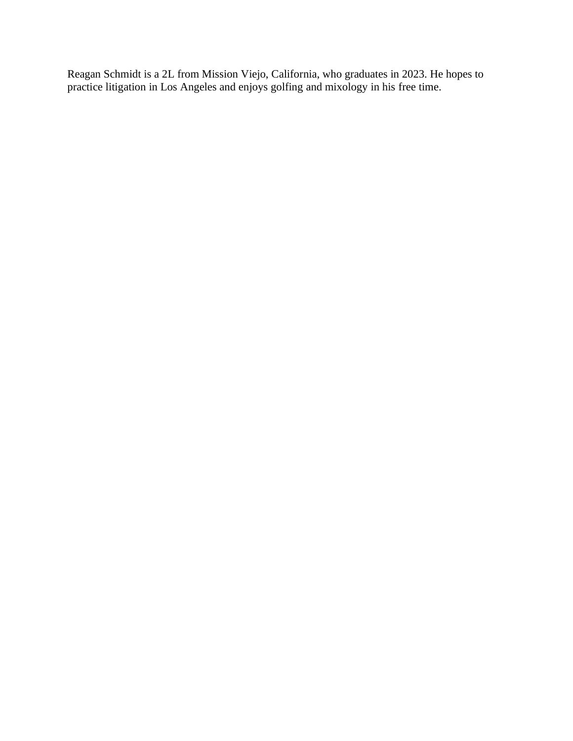Reagan Schmidt is a 2L from Mission Viejo, California, who graduates in 2023. He hopes to practice litigation in Los Angeles and enjoys golfing and mixology in his free time.